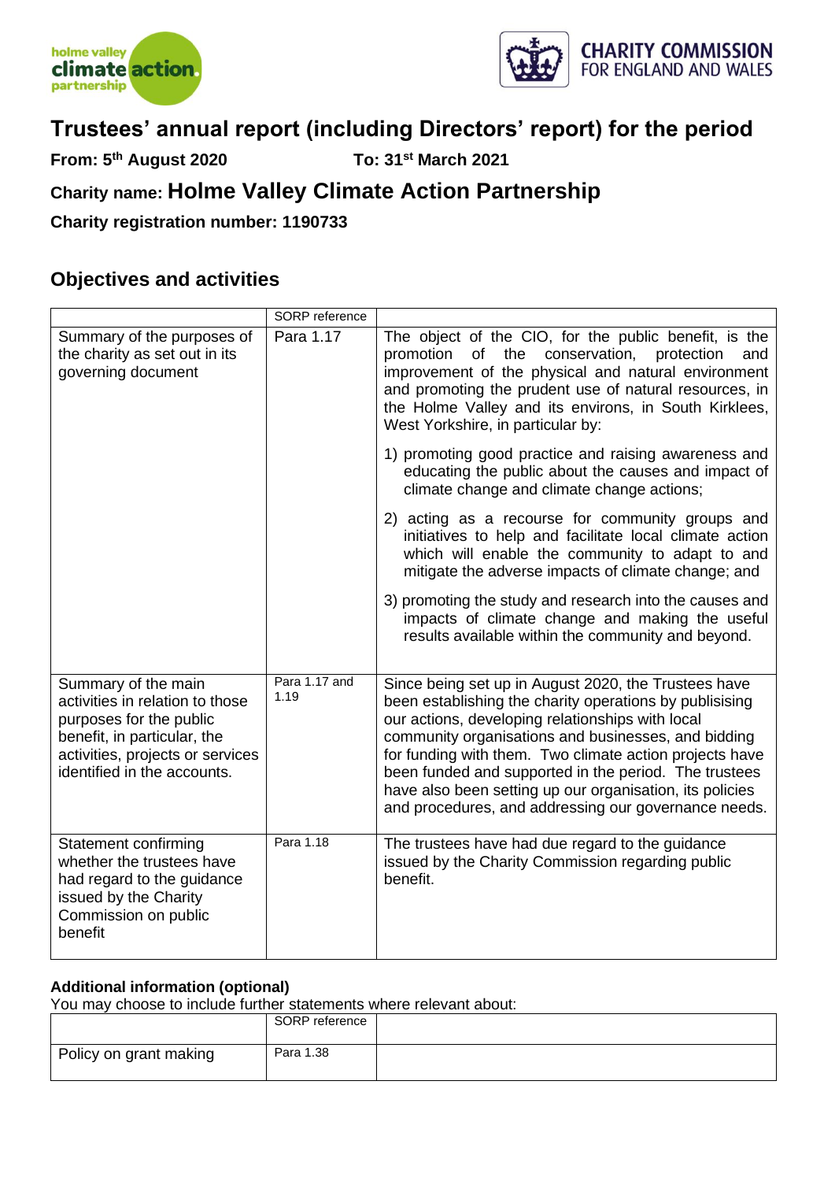# Trustees' annual report (including Directors' report) for the period

**From: 5th August 2020** **To: 31st March 2021**

## Charity name: Holme Valley Climate Action Partnership

**Charity registration number: 1190733**

## Objectives and activities

| | SORP reference | |
|---|---|---|
| Summary of the purposes of the charity as set out in its governing document | Para 1.17 | The object of the CIO, for the public benefit, is the promotion of the conservation, protection and improvement of the physical and natural environment and promoting the prudent use of natural resources, in the Holme Valley and its environs, in South Kirklees, West Yorkshire, in particular by:<br><br>1) promoting good practice and raising awareness and educating the public about the causes and impact of climate change and climate change actions;<br><br>2) acting as a recourse for community groups and initiatives to help and facilitate local climate action which will enable the community to adapt to and mitigate the adverse impacts of climate change; and<br><br>3) promoting the study and research into the causes and impacts of climate change and making the useful results available within the community and beyond. |
| Summary of the main activities in relation to those purposes for the public benefit, in particular, the activities, projects or services identified in the accounts. | Para 1.17 and 1.19 | Since being set up in August 2020, the Trustees have been establishing the charity operations by publisising our actions, developing relationships with local community organisations and businesses, and bidding for funding with them. Two climate action projects have been funded and supported in the period. The trustees have also been setting up our organisation, its policies and procedures, and addressing our governance needs. |
| Statement confirming whether the trustees have had regard to the guidance issued by the Charity Commission on public benefit | Para 1.18 | The trustees have had due regard to the guidance issued by the Charity Commission regarding public benefit. |

**Additional information (optional)**

You may choose to include further statements where relevant about:

| | SORP reference | |
|---|---|---|
| Policy on grant making | Para 1.38 | |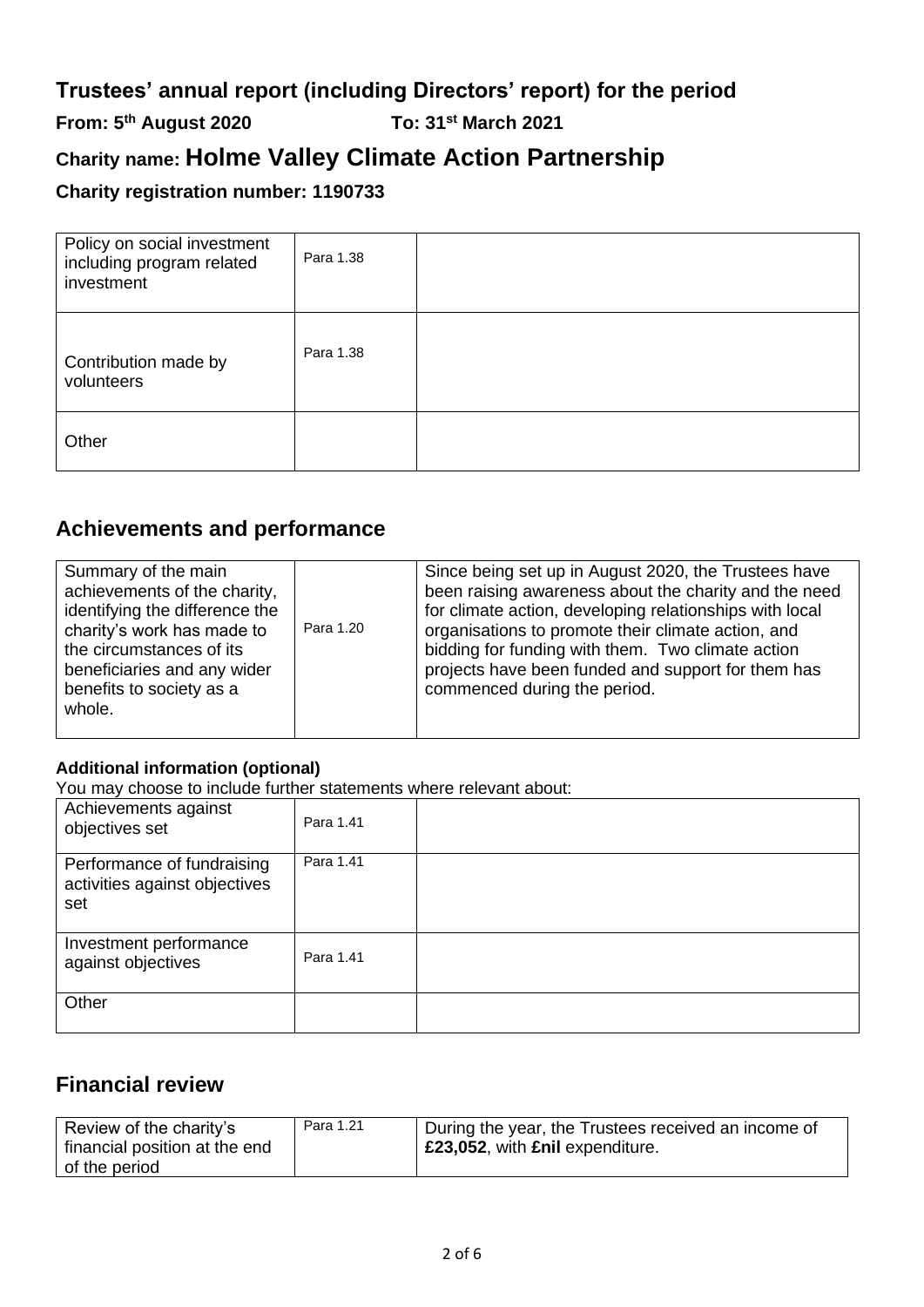## Trustees' annual report (including Directors' report) for the period

**From: 5th August 2020** **To: 31st March 2021**

**Charity name: Holme Valley Climate Action Partnership**

**Charity registration number: 1190733**

| | | |
|---|---|---|
| Policy on social investment including program related investment | Para 1.38 | |
| Contribution made by volunteers | Para 1.38 | |
| Other | | |

## Achievements and performance

| | | |
|---|---|---|
| Summary of the main achievements of the charity, identifying the difference the charity's work has made to the circumstances of its beneficiaries and any wider benefits to society as a whole. | Para 1.20 | Since being set up in August 2020, the Trustees have been raising awareness about the charity and the need for climate action, developing relationships with local organisations to promote their climate action, and bidding for funding with them. Two climate action projects have been funded and support for them has commenced during the period. |

**Additional information (optional)**

You may choose to include further statements where relevant about:

| | | |
|---|---|---|
| Achievements against objectives set | Para 1.41 | |
| Performance of fundraising activities against objectives set | Para 1.41 | |
| Investment performance against objectives | Para 1.41 | |
| Other | | |

## Financial review

| | | |
|---|---|---|
| Review of the charity's financial position at the end of the period | Para 1.21 | During the year, the Trustees received an income of **£23,052**, with **£nil** expenditure. |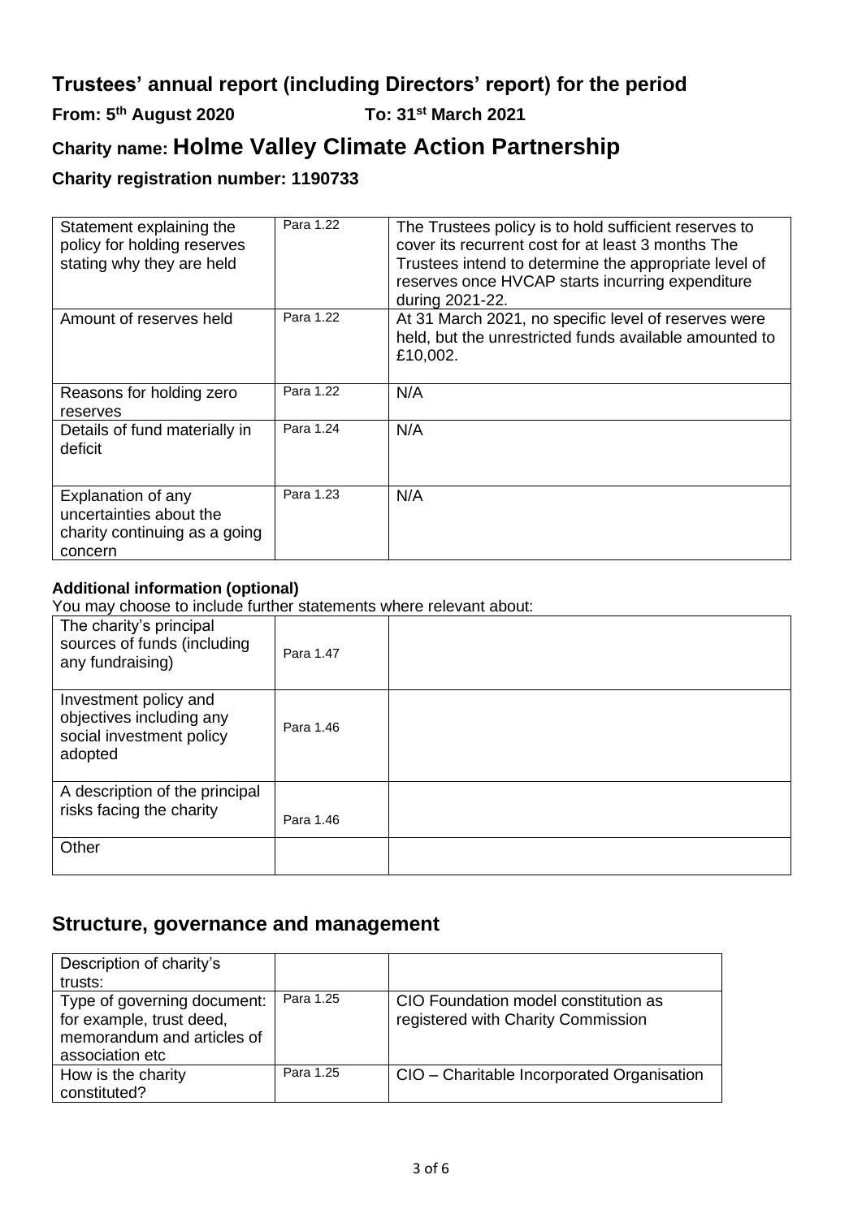# Trustees' annual report (including Directors' report) for the period

**From: 5th August 2020 To: 31st March 2021**

## Charity name: Holme Valley Climate Action Partnership

**Charity registration number: 1190733**

| | | |
|---|---|---|
| Statement explaining the policy for holding reserves stating why they are held | Para 1.22 | The Trustees policy is to hold sufficient reserves to cover its recurrent cost for at least 3 months The Trustees intend to determine the appropriate level of reserves once HVCAP starts incurring expenditure during 2021-22. |
| Amount of reserves held | Para 1.22 | At 31 March 2021, no specific level of reserves were held, but the unrestricted funds available amounted to £10,002. |
| Reasons for holding zero reserves | Para 1.22 | N/A |
| Details of fund materially in deficit | Para 1.24 | N/A |
| Explanation of any uncertainties about the charity continuing as a going concern | Para 1.23 | N/A |

**Additional information (optional)**

You may choose to include further statements where relevant about:

| | | |
|---|---|---|
| The charity's principal sources of funds (including any fundraising) | Para 1.47 | |
| Investment policy and objectives including any social investment policy adopted | Para 1.46 | |
| A description of the principal risks facing the charity | Para 1.46 | |
| Other | | |

## Structure, governance and management

| | | |
|---|---|---|
| Description of charity's trusts: | | |
| Type of governing document: for example, trust deed, memorandum and articles of association etc | Para 1.25 | CIO Foundation model constitution as registered with Charity Commission |
| How is the charity constituted? | Para 1.25 | CIO – Charitable Incorporated Organisation |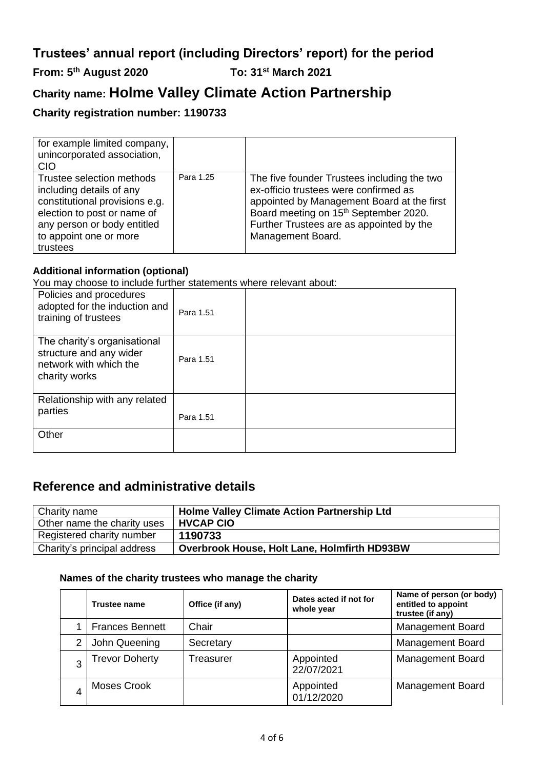# Trustees' annual report (including Directors' report) for the period

**From: 5th August 2020 To: 31st March 2021**

## Charity name: Holme Valley Climate Action Partnership

**Charity registration number: 1190733**

| | | |
|---|---|---|
| for example limited company, unincorporated association, CIO | | |
| Trustee selection methods including details of any constitutional provisions e.g. election to post or name of any person or body entitled to appoint one or more trustees | Para 1.25 | The five founder Trustees including the two ex-officio trustees were confirmed as appointed by Management Board at the first Board meeting on 15th September 2020. Further Trustees are as appointed by the Management Board. |

**Additional information (optional)**

You may choose to include further statements where relevant about:

| | | |
|---|---|---|
| Policies and procedures adopted for the induction and training of trustees | Para 1.51 | |
| The charity's organisational structure and any wider network with which the charity works | Para 1.51 | |
| Relationship with any related parties | Para 1.51 | |
| Other | | |

## Reference and administrative details

| | |
|---|---|
| Charity name | **Holme Valley Climate Action Partnership Ltd** |
| Other name the charity uses | **HVCAP CIO** |
| Registered charity number | **1190733** |
| Charity's principal address | **Overbrook House, Holt Lane, Holmfirth HD93BW** |

**Names of the charity trustees who manage the charity**

| | Trustee name | Office (if any) | Dates acted if not for whole year | Name of person (or body) entitled to appoint trustee (if any) |
|---|---|---|---|---|
| 1 | Frances Bennett | Chair | | Management Board |
| 2 | John Queening | Secretary | | Management Board |
| 3 | Trevor Doherty | Treasurer | Appointed 22/07/2021 | Management Board |
| 4 | Moses Crook | | Appointed 01/12/2020 | Management Board |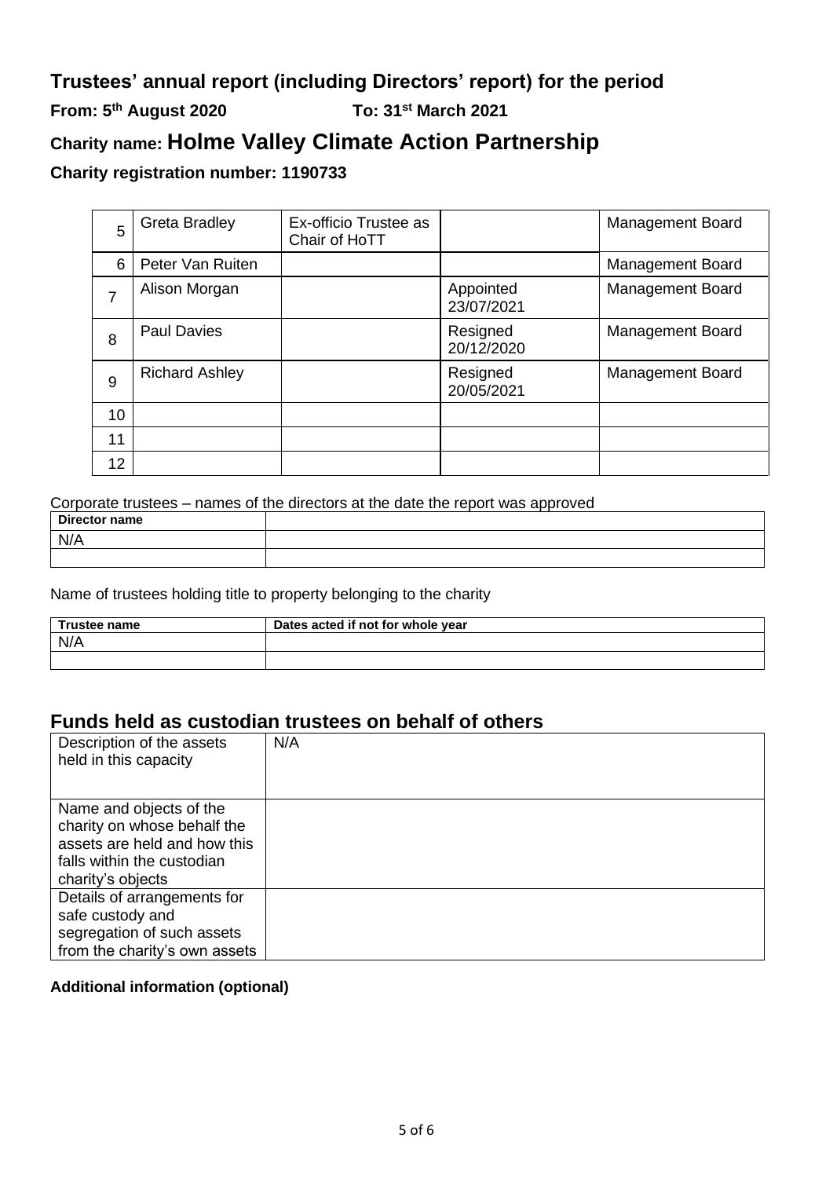## Trustees' annual report (including Directors' report) for the period

**From: 5th August 2020 To: 31st March 2021**

## Charity name: Holme Valley Climate Action Partnership

**Charity registration number: 1190733**

| | | | | |
|---|---|---|---|---|
| 5 | Greta Bradley | Ex-officio Trustee as Chair of HoTT | | Management Board |
| 6 | Peter Van Ruiten | | | Management Board |
| 7 | Alison Morgan | | Appointed 23/07/2021 | Management Board |
| 8 | Paul Davies | | Resigned 20/12/2020 | Management Board |
| 9 | Richard Ashley | | Resigned 20/05/2021 | Management Board |
| 10 | | | | |
| 11 | | | | |
| 12 | | | | |

Corporate trustees – names of the directors at the date the report was approved

| Director name | |
|---|---|
| N/A | |
| | |

Name of trustees holding title to property belonging to the charity

| Trustee name | Dates acted if not for whole year |
|---|---|
| N/A | |
| | |

## Funds held as custodian trustees on behalf of others

| | |
|---|---|
| Description of the assets held in this capacity | N/A |
| Name and objects of the charity on whose behalf the assets are held and how this falls within the custodian charity's objects | |
| Details of arrangements for safe custody and segregation of such assets from the charity's own assets | |

**Additional information (optional)**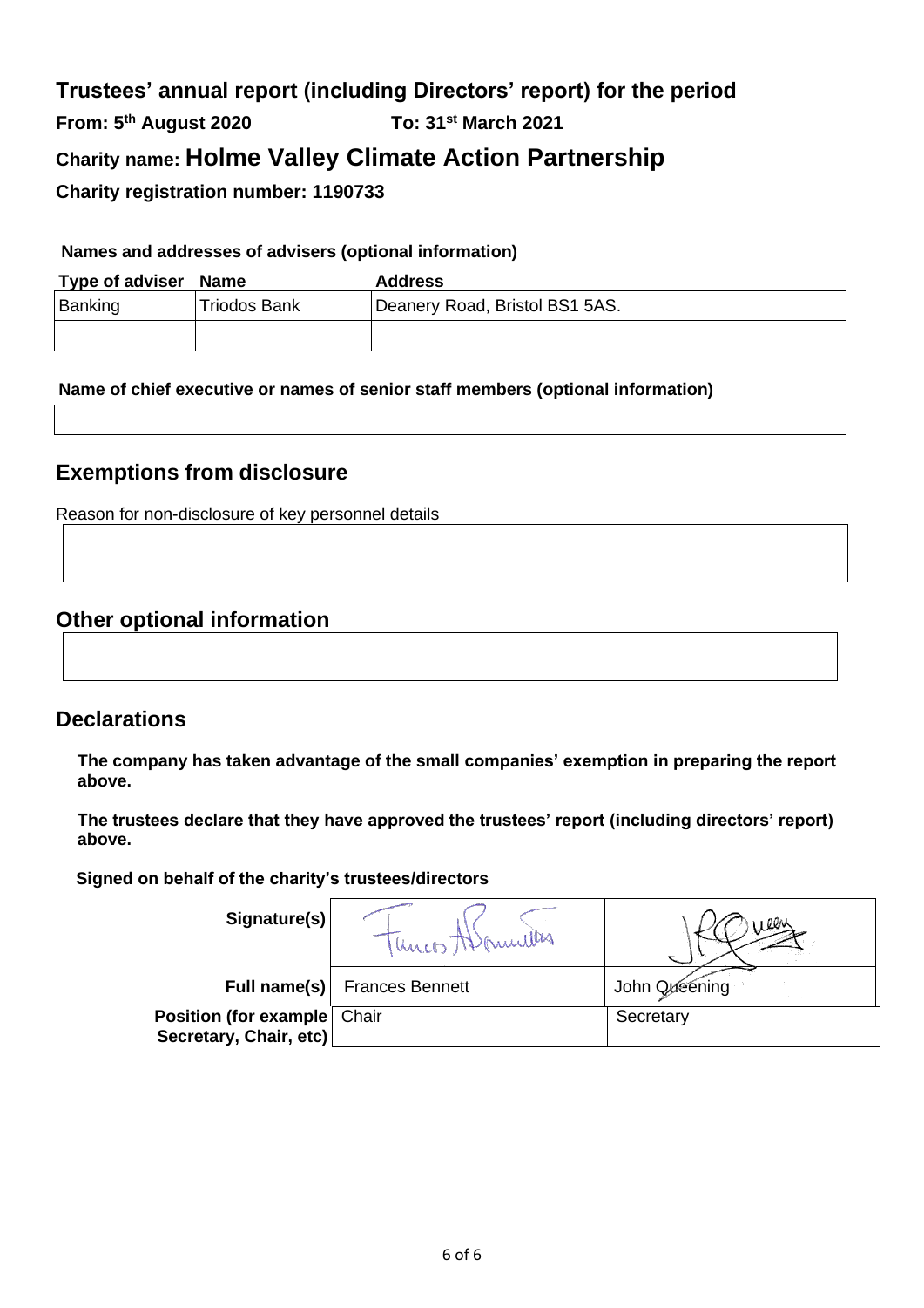## Trustees' annual report (including Directors' report) for the period

**From: 5th August 2020** **To: 31st March 2021**

## Charity name: Holme Valley Climate Action Partnership

**Charity registration number: 1190733**

**Names and addresses of advisers (optional information)**

| Type of adviser | Name | Address |
| --- | --- | --- |
| Banking | Triodos Bank | Deanery Road, Bristol BS1 5AS. |
| | | |

**Name of chief executive or names of senior staff members (optional information)**

## Exemptions from disclosure

Reason for non-disclosure of key personnel details

## Other optional information

## Declarations

**The company has taken advantage of the small companies' exemption in preparing the report above.**

**The trustees declare that they have approved the trustees' report (including directors' report) above.**

**Signed on behalf of the charity's trustees/directors**

| | | |
| --- | --- | --- |
| **Signature(s)** | Frances A Bennett | J Queening |
| **Full name(s)** | Frances Bennett | John Queening |
| **Position (for example Secretary, Chair, etc)** | Chair | Secretary |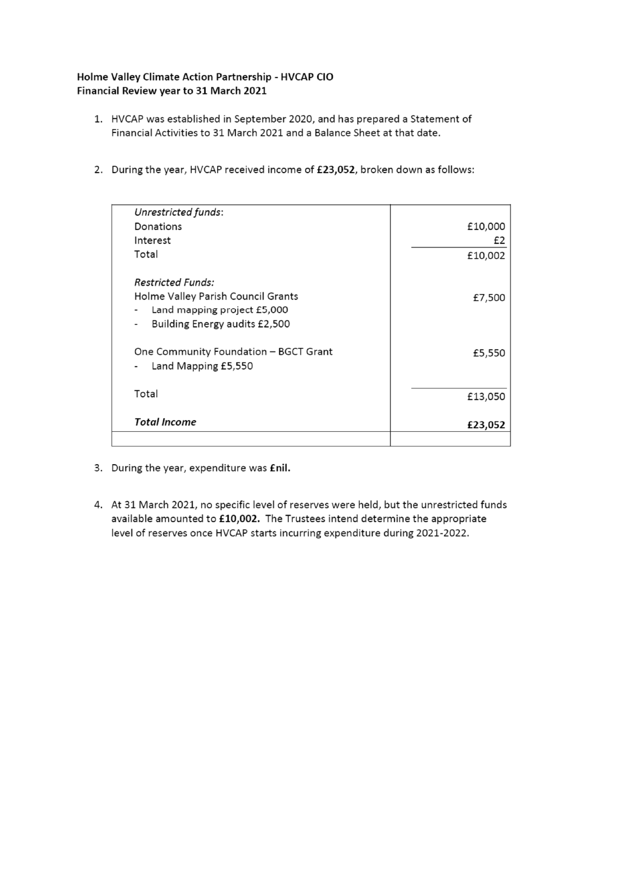**Holme Valley Climate Action Partnership - HVCAP CIO**
**Financial Review year to 31 March 2021**

1. HVCAP was established in September 2020, and has prepared a Statement of Financial Activities to 31 March 2021 and a Balance Sheet at that date.

2. During the year, HVCAP received income of **£23,052**, broken down as follows:

| | |
|---|---|
| *Unrestricted funds*: | |
| Donations | £10,000 |
| Interest | £2 |
| Total | £10,002 |
| | |
| *Restricted Funds:* | |
| Holme Valley Parish Council Grants | £7,500 |
| - Land mapping project £5,000 | |
| - Building Energy audits £2,500 | |
| | |
| One Community Foundation – BGCT Grant | £5,550 |
| - Land Mapping £5,550 | |
| | |
| Total | £13,050 |
| ***Total Income*** | **£23,052** |
| | |

3. During the year, expenditure was **£nil.**

4. At 31 March 2021, no specific level of reserves were held, but the unrestricted funds available amounted to **£10,002.** The Trustees intend determine the appropriate level of reserves once HVCAP starts incurring expenditure during 2021-2022.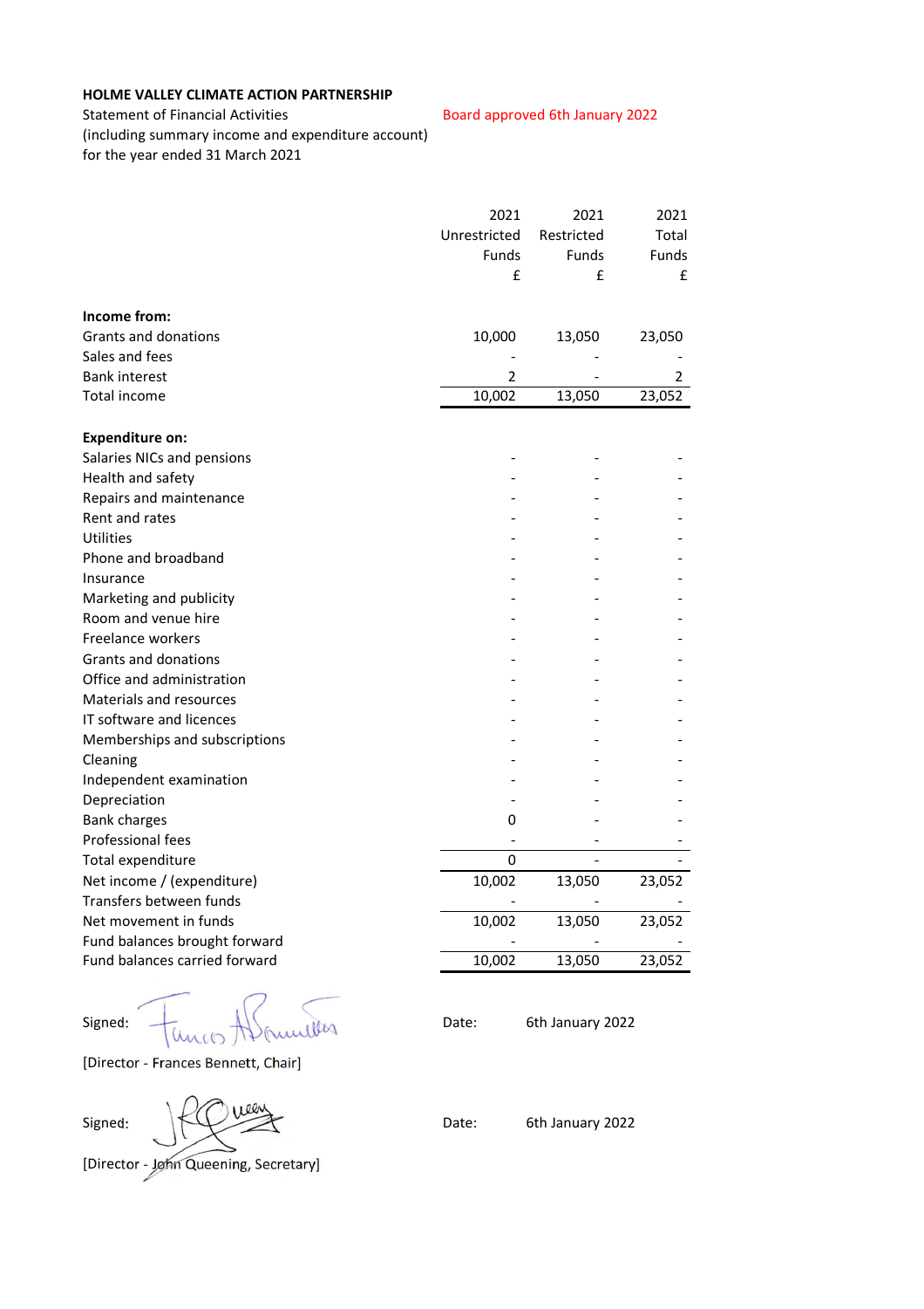**HOLME VALLEY CLIMATE ACTION PARTNERSHIP**

Statement of Financial Activities
(including summary income and expenditure account)
for the year ended 31 March 2021

Board approved 6th January 2022

| | 2021 Unrestricted Funds £ | 2021 Restricted Funds £ | 2021 Total Funds £ |
|---|---|---|---|
| **Income from:** | | | |
| Grants and donations | 10,000 | 13,050 | 23,050 |
| Sales and fees | - | - | - |
| Bank interest | 2 | - | 2 |
| Total income | 10,002 | 13,050 | 23,052 |
| **Expenditure on:** | | | |
| Salaries NICs and pensions | - | - | - |
| Health and safety | - | - | - |
| Repairs and maintenance | - | - | - |
| Rent and rates | - | - | - |
| Utilities | - | - | - |
| Phone and broadband | - | - | - |
| Insurance | - | - | - |
| Marketing and publicity | - | - | - |
| Room and venue hire | - | - | - |
| Freelance workers | - | - | - |
| Grants and donations | - | - | - |
| Office and administration | - | - | - |
| Materials and resources | - | - | - |
| IT software and licences | - | - | - |
| Memberships and subscriptions | - | - | - |
| Cleaning | - | - | - |
| Independent examination | - | - | - |
| Depreciation | - | - | - |
| Bank charges | 0 | - | - |
| Professional fees | - | - | - |
| Total expenditure | 0 | - | - |
| Net income / (expenditure) | 10,002 | 13,050 | 23,052 |
| Transfers between funds | - | - | - |
| Net movement in funds | 10,002 | 13,050 | 23,052 |
| Fund balances brought forward | - | - | - |
| Fund balances carried forward | 10,002 | 13,050 | 23,052 |

Signed: Date: 6th January 2022

[Director - Frances Bennett, Chair]

Signed: Date: 6th January 2022

[Director - John Queening, Secretary]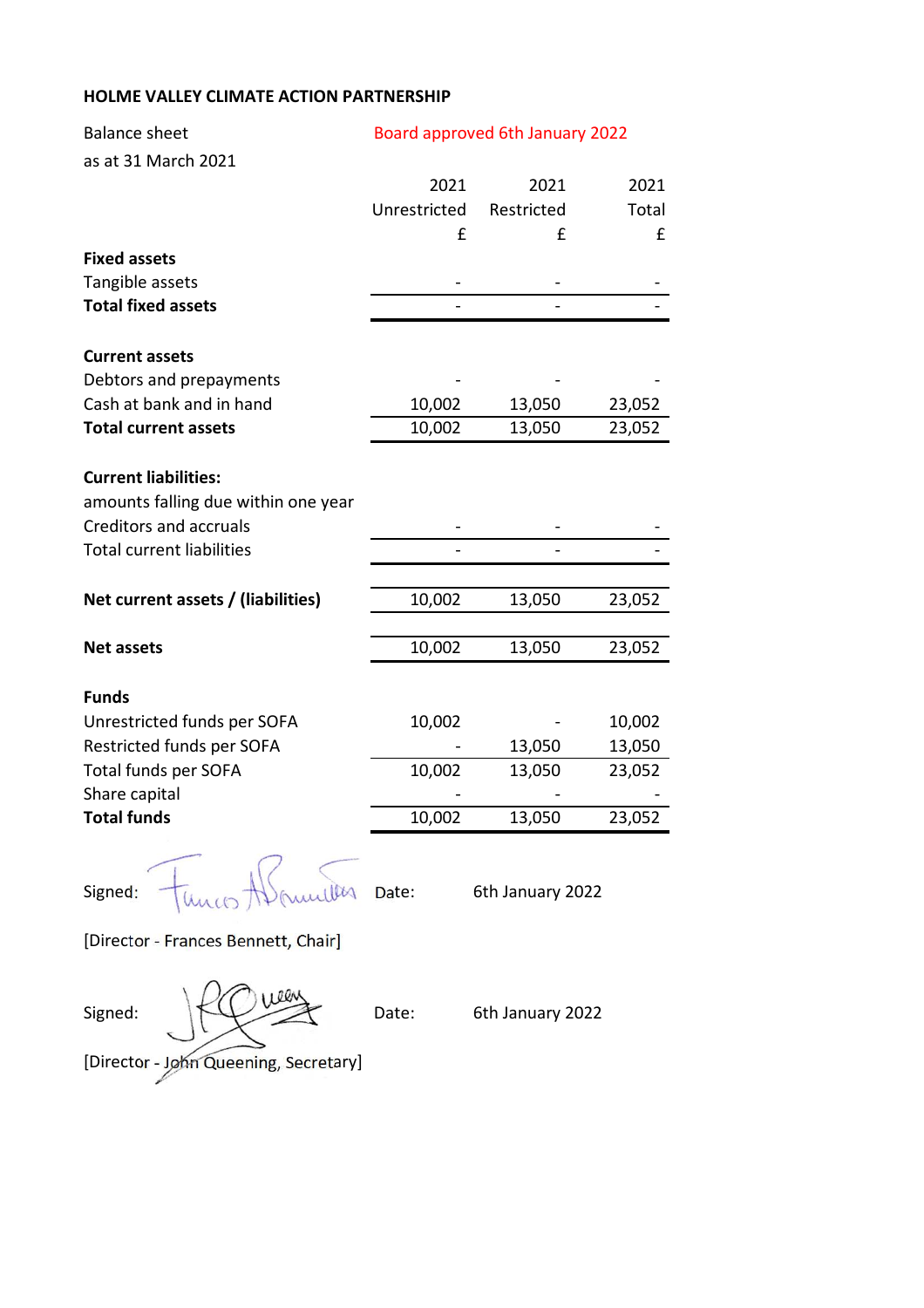**HOLME VALLEY CLIMATE ACTION PARTNERSHIP**

Balance sheet

as at 31 March 2021

Board approved 6th January 2022

| | 2021 Unrestricted £ | 2021 Restricted £ | 2021 Total £ |
|---|---|---|---|
| **Fixed assets** | | | |
| Tangible assets | - | - | - |
| **Total fixed assets** | - | - | - |
| | | | |
| **Current assets** | | | |
| Debtors and prepayments | - | - | - |
| Cash at bank and in hand | 10,002 | 13,050 | 23,052 |
| **Total current assets** | 10,002 | 13,050 | 23,052 |
| | | | |
| **Current liabilities:** | | | |
| amounts falling due within one year | | | |
| Creditors and accruals | - | - | - |
| Total current liabilities | - | - | - |
| | | | |
| **Net current assets / (liabilities)** | 10,002 | 13,050 | 23,052 |
| | | | |
| **Net assets** | 10,002 | 13,050 | 23,052 |
| | | | |
| **Funds** | | | |
| Unrestricted funds per SOFA | 10,002 | - | 10,002 |
| Restricted funds per SOFA | - | 13,050 | 13,050 |
| Total funds per SOFA | 10,002 | 13,050 | 23,052 |
| Share capital | - | - | - |
| **Total funds** | 10,002 | 13,050 | 23,052 |

Signed: Frances Bennett Date: 6th January 2022

[Director - Frances Bennett, Chair]

Signed: J R Queening Date: 6th January 2022

[Director - John Queening, Secretary]